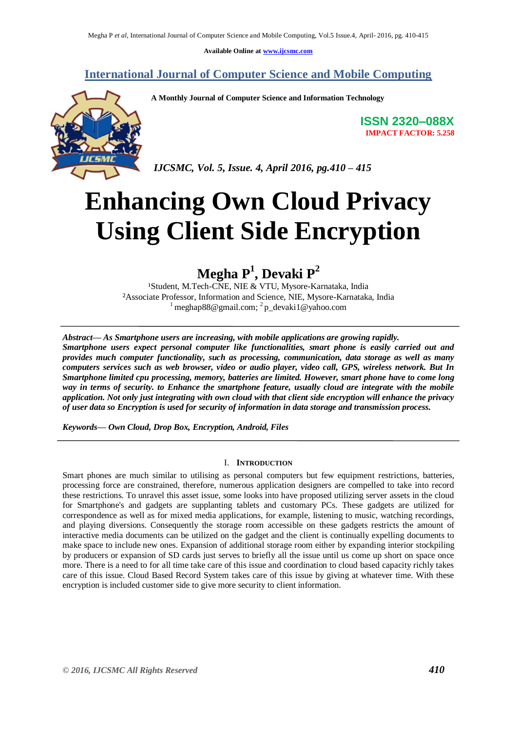Available Online at www.ijcsmc.com

# International Journal of Computer Science and Mobile Computing

A Monthly Journal of Computer Science and Information Technology

**ISSN 2320–088X**
**IMPACT FACTOR: 5.258**

*IJCSMC, Vol. 5, Issue. 4, April 2016, pg.410 – 415*

# Enhancing Own Cloud Privacy Using Client Side Encryption

## Megha P[1], Devaki P[2]

[1]Student, M.Tech-CNE, NIE & VTU, Mysore-Karnataka, India
[2]Associate Professor, Information and Science, NIE, Mysore-Karnataka, India
[1] meghap88@gmail.com; [2] p_devaki1@yahoo.com

***Abstract***— ***As Smartphone users are increasing, with mobile applications are growing rapidly. Smartphone users expect personal computer like functionalities, smart phone is easily carried out and provides much computer functionality, such as processing, communication, data storage as well as many computers services such as web browser, video or audio player, video call, GPS, wireless network. But In Smartphone limited cpu processing, memory, batteries are limited. However, smart phone have to come long way in terms of security. to Enhance the smartphone feature, usually cloud are integrate with the mobile application. Not only just integrating with own cloud with that client side encryption will enhance the privacy of user data so Encryption is used for security of information in data storage and transmission process.***

***Keywords***— ***Own Cloud, Drop Box, Encryption, Android, Files***

## I. Introduction

Smart phones are much similar to utilising as personal computers but few equipment restrictions, batteries, processing force are constrained, therefore, numerous application designers are compelled to take into record these restrictions. To unravel this asset issue, some looks into have proposed utilizing server assets in the cloud for Smartphone's and gadgets are supplanting tablets and customary PCs. These gadgets are utilized for correspondence as well as for mixed media applications, for example, listening to music, watching recordings, and playing diversions. Consequently the storage room accessible on these gadgets restricts the amount of interactive media documents can be utilized on the gadget and the client is continually expelling documents to make space to include new ones. Expansion of additional storage room either by expanding interior stockpiling by producers or expansion of SD cards just serves to briefly all the issue until us come up short on space once more. There is a need to for all time take care of this issue and coordination to cloud based capacity richly takes care of this issue. Cloud Based Record System takes care of this issue by giving at whatever time. With these encryption is included customer side to give more security to client information.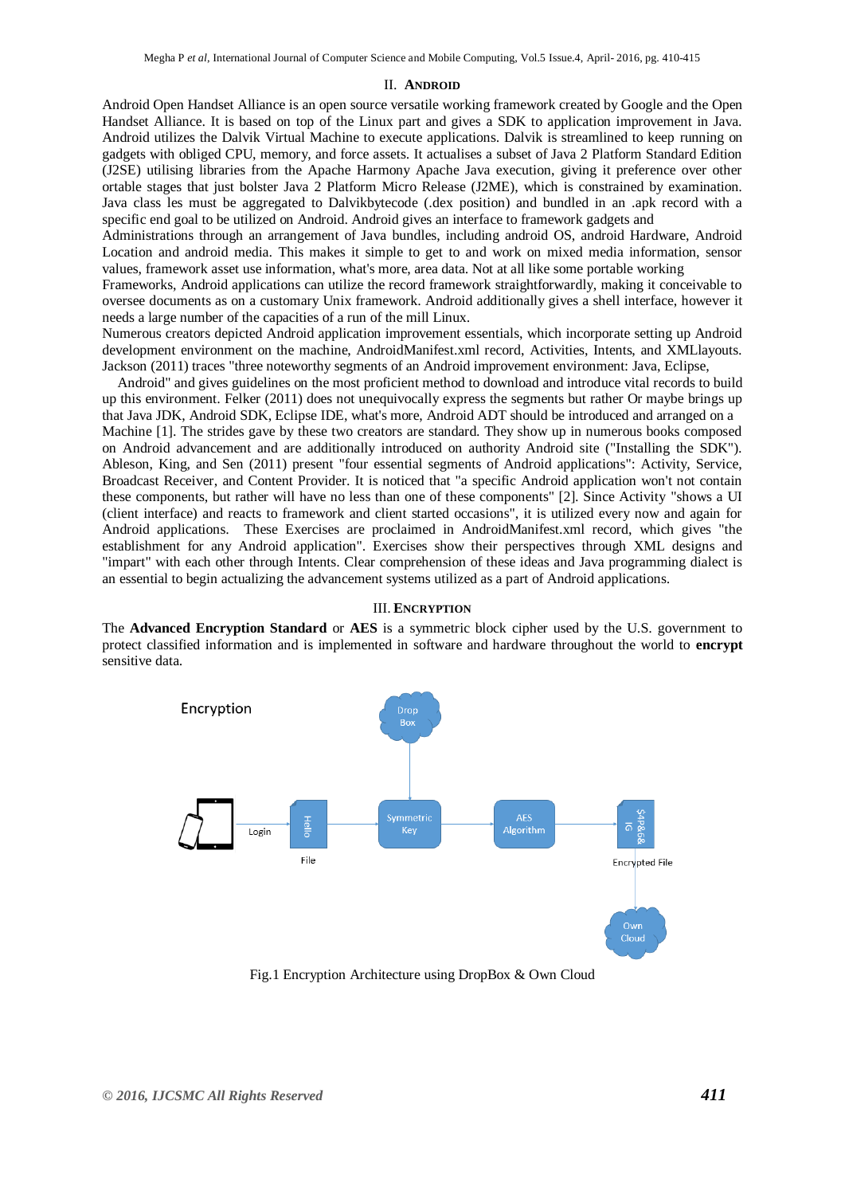## II. ANDROID

Android Open Handset Alliance is an open source versatile working framework created by Google and the Open Handset Alliance. It is based on top of the Linux part and gives a SDK to application improvement in Java. Android utilizes the Dalvik Virtual Machine to execute applications. Dalvik is streamlined to keep running on gadgets with obliged CPU, memory, and force assets. It actualises a subset of Java 2 Platform Standard Edition (J2SE) utilising libraries from the Apache Harmony Apache Java execution, giving it preference over other ortable stages that just bolster Java 2 Platform Micro Release (J2ME), which is constrained by examination. Java class les must be aggregated to Dalvikbytecode (.dex position) and bundled in an .apk record with a specific end goal to be utilized on Android. Android gives an interface to framework gadgets and Administrations through an arrangement of Java bundles, including android OS, android Hardware, Android Location and android media. This makes it simple to get to and work on mixed media information, sensor values, framework asset use information, what's more, area data. Not at all like some portable working Frameworks, Android applications can utilize the record framework straightforwardly, making it conceivable to oversee documents as on a customary Unix framework. Android additionally gives a shell interface, however it needs a large number of the capacities of a run of the mill Linux.

Numerous creators depicted Android application improvement essentials, which incorporate setting up Android development environment on the machine, AndroidManifest.xml record, Activities, Intents, and XMLlayouts. Jackson (2011) traces "three noteworthy segments of an Android improvement environment: Java, Eclipse, Android" and gives guidelines on the most proficient method to download and introduce vital records to build up this environment. Felker (2011) does not unequivocally express the segments but rather Or maybe brings up that Java JDK, Android SDK, Eclipse IDE, what's more, Android ADT should be introduced and arranged on a Machine [1]. The strides gave by these two creators are standard. They show up in numerous books composed on Android advancement and are additionally introduced on authority Android site ("Installing the SDK"). Ableson, King, and Sen (2011) present "four essential segments of Android applications": Activity, Service, Broadcast Receiver, and Content Provider. It is noticed that "a specific Android application won't not contain these components, but rather will have no less than one of these components" [2]. Since Activity "shows a UI (client interface) and reacts to framework and client started occasions", it is utilized every now and again for Android applications. These Exercises are proclaimed in AndroidManifest.xml record, which gives "the establishment for any Android application". Exercises show their perspectives through XML designs and "impart" with each other through Intents. Clear comprehension of these ideas and Java programming dialect is an essential to begin actualizing the advancement systems utilized as a part of Android applications.

## III. ENCRYPTION

The **Advanced Encryption Standard** or **AES** is a symmetric block cipher used by the U.S. government to protect classified information and is implemented in software and hardware throughout the world to **encrypt** sensitive data.

Fig.1 Encryption Architecture using DropBox & Own Cloud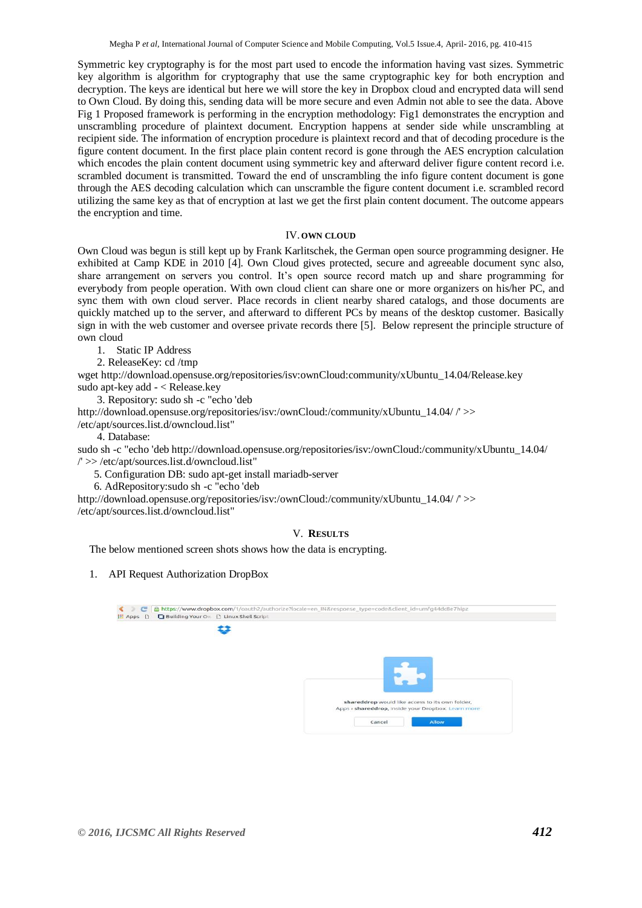Symmetric key cryptography is for the most part used to encode the information having vast sizes. Symmetric key algorithm is algorithm for cryptography that use the same cryptographic key for both encryption and decryption. The keys are identical but here we will store the key in Dropbox cloud and encrypted data will send to Own Cloud. By doing this, sending data will be more secure and even Admin not able to see the data. Above Fig 1 Proposed framework is performing in the encryption methodology: Fig1 demonstrates the encryption and unscrambling procedure of plaintext document. Encryption happens at sender side while unscrambling at recipient side. The information of encryption procedure is plaintext record and that of decoding procedure is the figure content document. In the first place plain content record is gone through the AES encryption calculation which encodes the plain content document using symmetric key and afterward deliver figure content record i.e. scrambled document is transmitted. Toward the end of unscrambling the info figure content document is gone through the AES decoding calculation which can unscramble the figure content document i.e. scrambled record utilizing the same key as that of encryption at last we get the first plain content document. The outcome appears the encryption and time.

## IV. OWN CLOUD

Own Cloud was begun is still kept up by Frank Karlitschek, the German open source programming designer. He exhibited at Camp KDE in 2010 [4]. Own Cloud gives protected, secure and agreeable document sync also, share arrangement on servers you control. It's open source record match up and share programming for everybody from people operation. With own cloud client can share one or more organizers on his/her PC, and sync them with own cloud server. Place records in client nearby shared catalogs, and those documents are quickly matched up to the server, and afterward to different PCs by means of the desktop customer. Basically sign in with the web customer and oversee private records there [5]. Below represent the principle structure of own cloud

1. Static IP Address
2. ReleaseKey: cd /tmp

wget http://download.opensuse.org/repositories/isv:ownCloud:community/xUbuntu_14.04/Release.key
sudo apt-key add - < Release.key

3. Repository: sudo sh -c "echo 'deb

http://download.opensuse.org/repositories/isv:/ownCloud:/community/xUbuntu_14.04/ /' >> /etc/apt/sources.list.d/owncloud.list"

4. Database:

sudo sh -c "echo 'deb http://download.opensuse.org/repositories/isv:/ownCloud:/community/xUbuntu_14.04/ /' >> /etc/apt/sources.list.d/owncloud.list"

5. Configuration DB: sudo apt-get install mariadb-server
6. AdRepository:sudo sh -c "echo 'deb

http://download.opensuse.org/repositories/isv:/ownCloud:/community/xUbuntu_14.04/ /' >> /etc/apt/sources.list.d/owncloud.list"

## V. RESULTS

The below mentioned screen shots shows how the data is encrypting.

1. API Request Authorization DropBox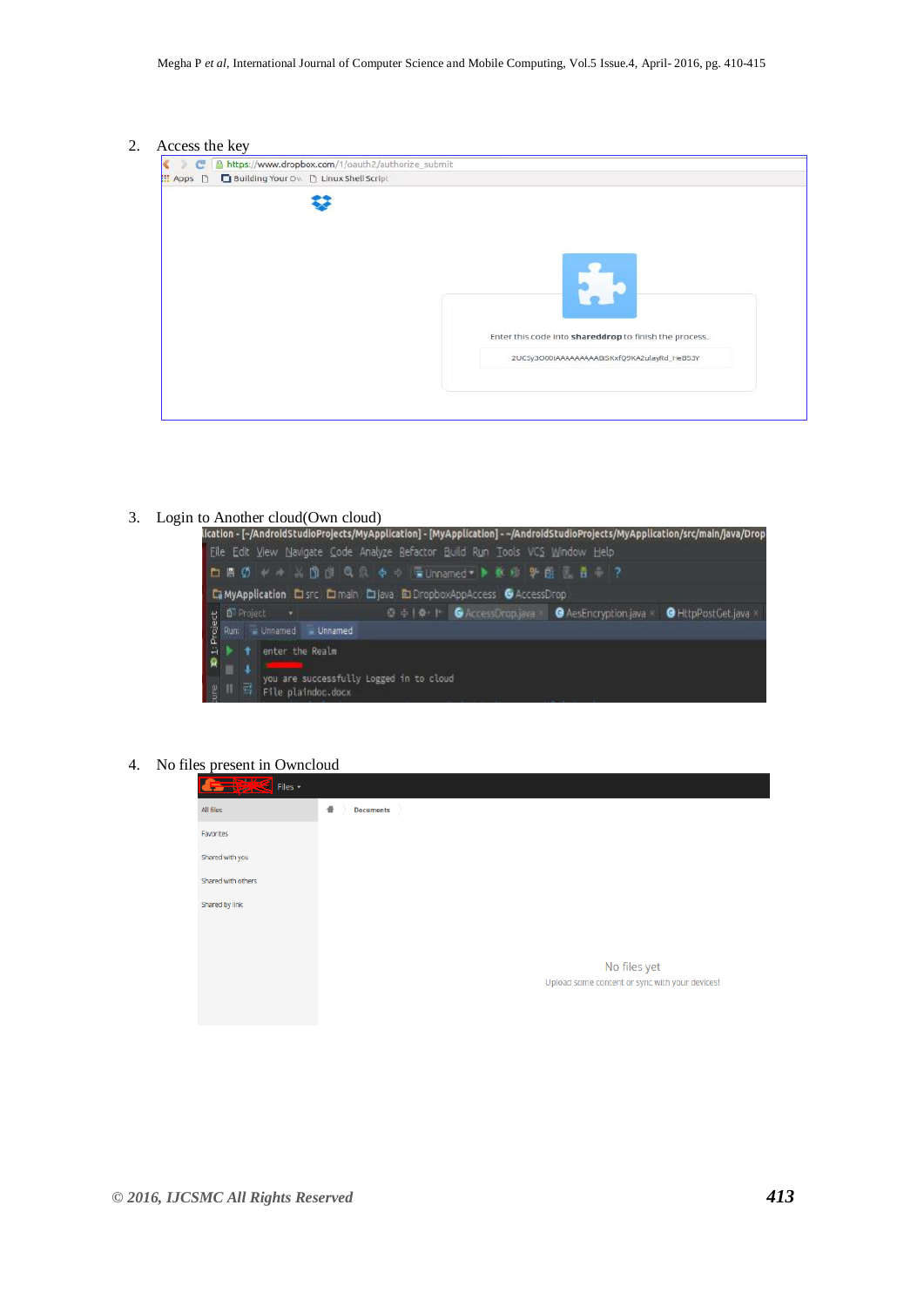2. Access the key

3. Login to Another cloud(Own cloud)

4. No files present in Owncloud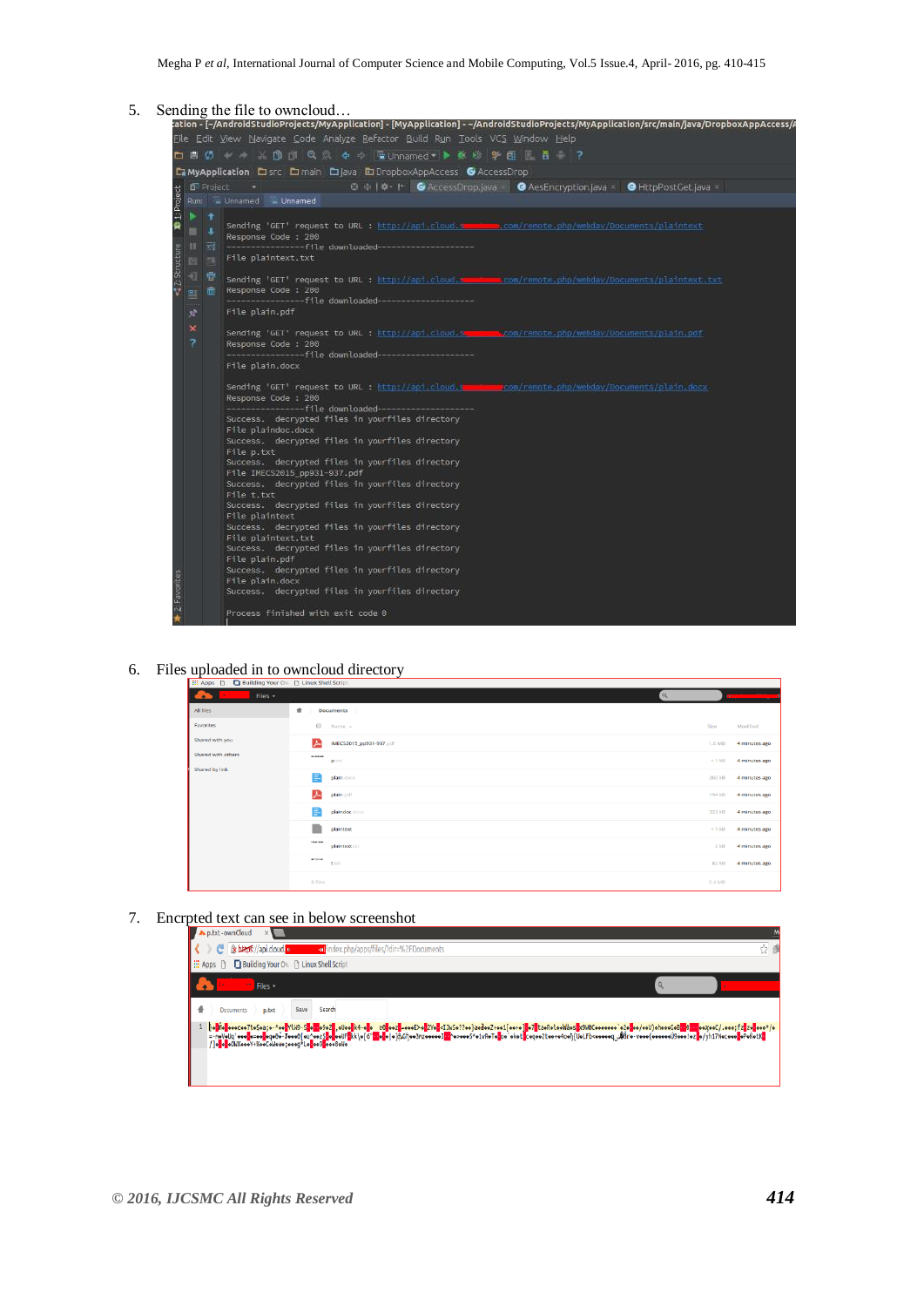5. Sending the file to owncloud…

6. Files uploaded in to owncloud directory

7. Encrpted text can see in below screenshot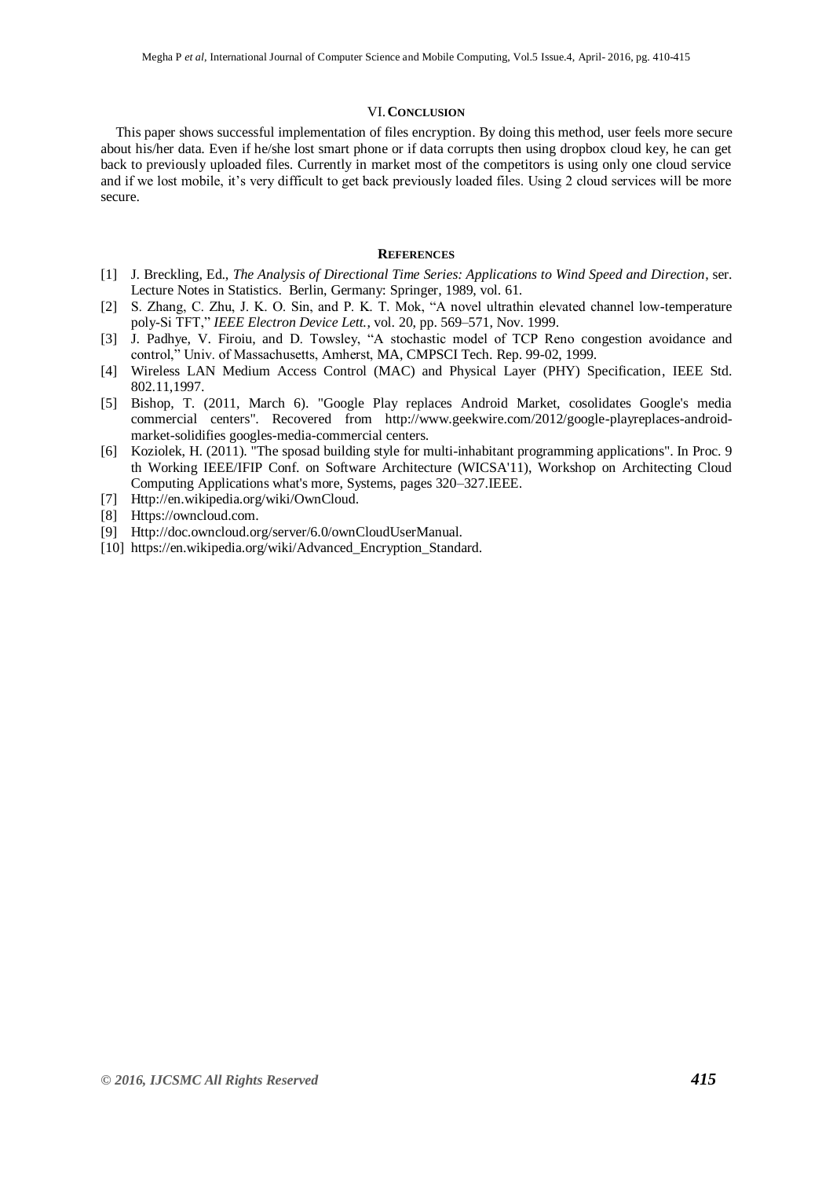## VI. Conclusion

This paper shows successful implementation of files encryption. By doing this method, user feels more secure about his/her data. Even if he/she lost smart phone or if data corrupts then using dropbox cloud key, he can get back to previously uploaded files. Currently in market most of the competitors is using only one cloud service and if we lost mobile, it's very difficult to get back previously loaded files. Using 2 cloud services will be more secure.

## References

[1] J. Breckling, Ed., *The Analysis of Directional Time Series: Applications to Wind Speed and Direction*, ser. Lecture Notes in Statistics. Berlin, Germany: Springer, 1989, vol. 61.

[2] S. Zhang, C. Zhu, J. K. O. Sin, and P. K. T. Mok, "A novel ultrathin elevated channel low-temperature poly-Si TFT," *IEEE Electron Device Lett.*, vol. 20, pp. 569–571, Nov. 1999.

[3] J. Padhye, V. Firoiu, and D. Towsley, "A stochastic model of TCP Reno congestion avoidance and control," Univ. of Massachusetts, Amherst, MA, CMPSCI Tech. Rep. 99-02, 1999.

[4] Wireless LAN Medium Access Control (MAC) and Physical Layer (PHY) Specification, IEEE Std. 802.11,1997.

[5] Bishop, T. (2011, March 6). "Google Play replaces Android Market, cosolidates Google's media commercial centers". Recovered from http://www.geekwire.com/2012/google-playreplaces-android-market-solidifies googles-media-commercial centers.

[6] Koziolek, H. (2011). "The sposad building style for multi-inhabitant programming applications". In Proc. 9 th Working IEEE/IFIP Conf. on Software Architecture (WICSA'11), Workshop on Architecting Cloud Computing Applications what's more, Systems, pages 320–327.IEEE.

[7] Http://en.wikipedia.org/wiki/OwnCloud.

[8] Https://owncloud.com.

[9] Http://doc.owncloud.org/server/6.0/ownCloudUserManual.

[10] https://en.wikipedia.org/wiki/Advanced_Encryption_Standard.